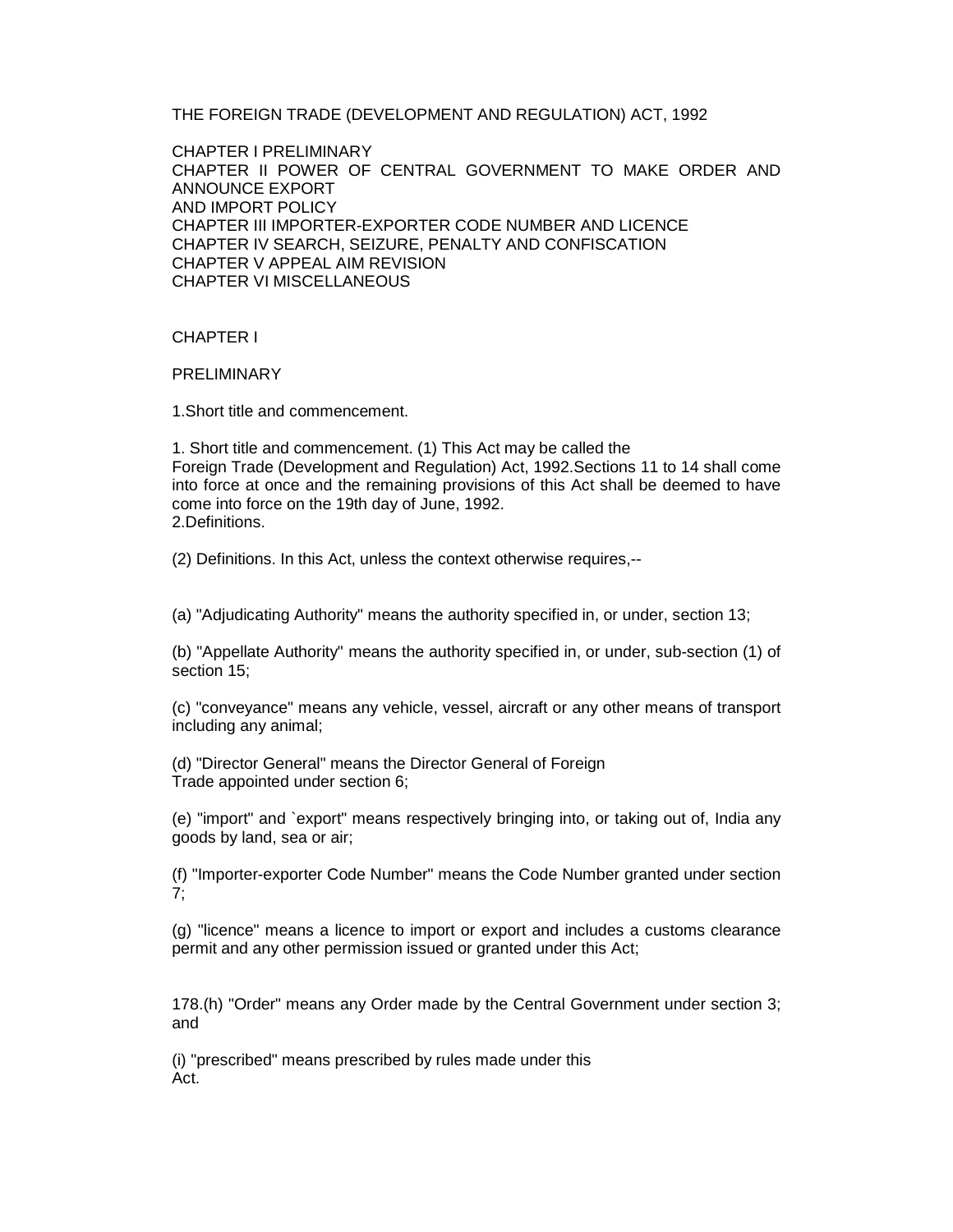THE FOREIGN TRADE (DEVELOPMENT AND REGULATION) ACT, 1992

CHAPTER I PRELIMINARY
CHAPTER II POWER OF CENTRAL GOVERNMENT TO MAKE ORDER AND ANNOUNCE EXPORT
AND IMPORT POLICY
CHAPTER III IMPORTER-EXPORTER CODE NUMBER AND LICENCE
CHAPTER IV SEARCH, SEIZURE, PENALTY AND CONFISCATION
CHAPTER V APPEAL AIM REVISION
CHAPTER VI MISCELLANEOUS

## CHAPTER I

## PRELIMINARY

1.Short title and commencement.

1. Short title and commencement. (1) This Act may be called the
Foreign Trade (Development and Regulation) Act, 1992.Sections 11 to 14 shall come into force at once and the remaining provisions of this Act shall be deemed to have come into force on the 19th day of June, 1992.
2.Definitions.

(2) Definitions. In this Act, unless the context otherwise requires,--

(a) "Adjudicating Authority" means the authority specified in, or under, section 13;

(b) "Appellate Authority" means the authority specified in, or under, sub-section (1) of section 15;

(c) "conveyance" means any vehicle, vessel, aircraft or any other means of transport including any animal;

(d) "Director General" means the Director General of Foreign
Trade appointed under section 6;

(e) "import" and `export" means respectively bringing into, or taking out of, India any goods by land, sea or air;

(f) "Importer-exporter Code Number" means the Code Number granted under section 7;

(g) "licence" means a licence to import or export and includes a customs clearance permit and any other permission issued or granted under this Act;

178.(h) "Order" means any Order made by the Central Government under section 3; and

(i) "prescribed" means prescribed by rules made under this
Act.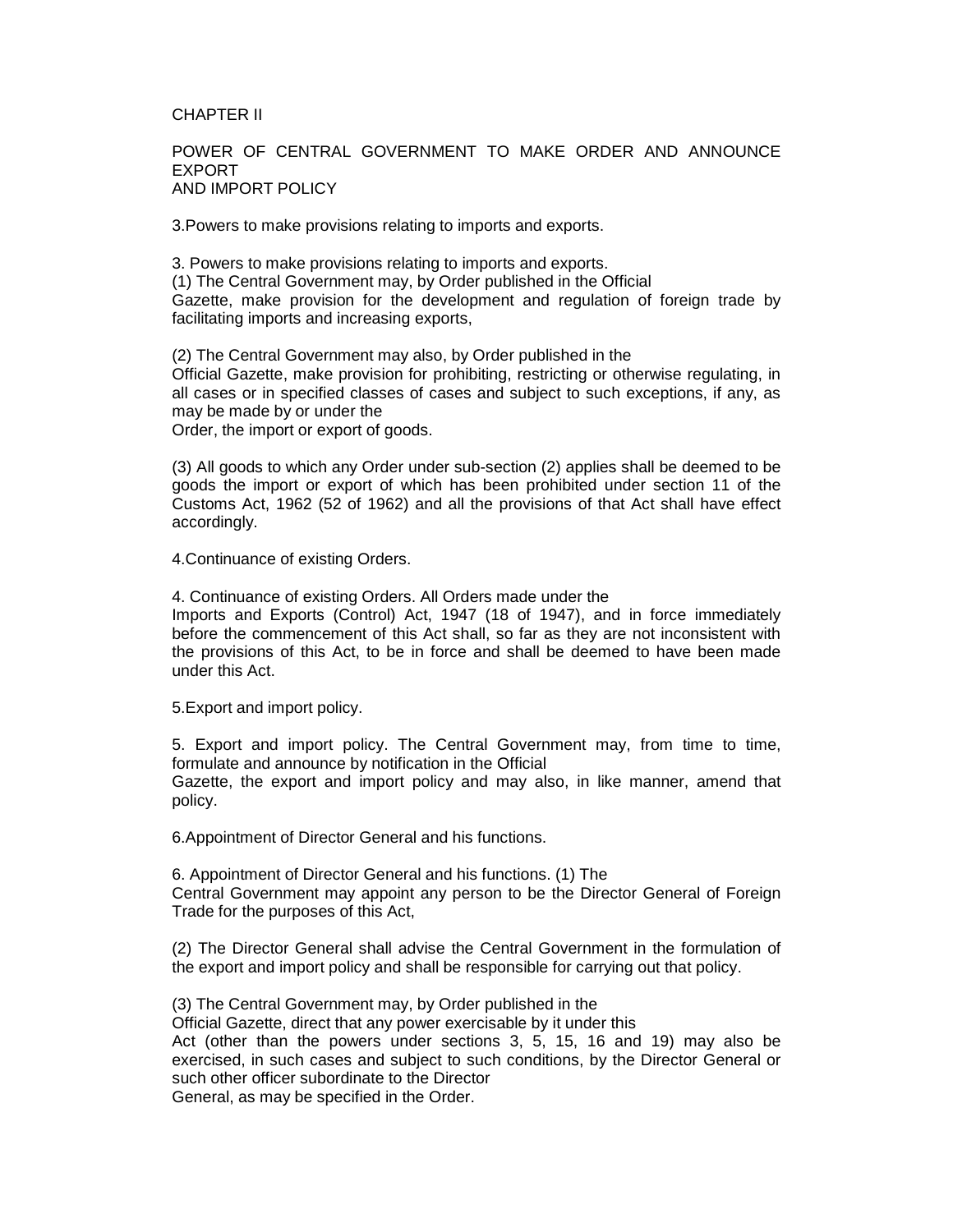CHAPTER II

POWER OF CENTRAL GOVERNMENT TO MAKE ORDER AND ANNOUNCE EXPORT
AND IMPORT POLICY

3.Powers to make provisions relating to imports and exports.

3. Powers to make provisions relating to imports and exports.
(1) The Central Government may, by Order published in the Official
Gazette, make provision for the development and regulation of foreign trade by facilitating imports and increasing exports,

(2) The Central Government may also, by Order published in the
Official Gazette, make provision for prohibiting, restricting or otherwise regulating, in all cases or in specified classes of cases and subject to such exceptions, if any, as may be made by or under the
Order, the import or export of goods.

(3) All goods to which any Order under sub-section (2) applies shall be deemed to be goods the import or export of which has been prohibited under section 11 of the Customs Act, 1962 (52 of 1962) and all the provisions of that Act shall have effect accordingly.

4.Continuance of existing Orders.

4. Continuance of existing Orders. All Orders made under the
Imports and Exports (Control) Act, 1947 (18 of 1947), and in force immediately before the commencement of this Act shall, so far as they are not inconsistent with the provisions of this Act, to be in force and shall be deemed to have been made under this Act.

5.Export and import policy.

5. Export and import policy. The Central Government may, from time to time, formulate and announce by notification in the Official
Gazette, the export and import policy and may also, in like manner, amend that policy.

6.Appointment of Director General and his functions.

6. Appointment of Director General and his functions. (1) The
Central Government may appoint any person to be the Director General of Foreign Trade for the purposes of this Act,

(2) The Director General shall advise the Central Government in the formulation of the export and import policy and shall be responsible for carrying out that policy.

(3) The Central Government may, by Order published in the
Official Gazette, direct that any power exercisable by it under this
Act (other than the powers under sections 3, 5, 15, 16 and 19) may also be exercised, in such cases and subject to such conditions, by the Director General or such other officer subordinate to the Director
General, as may be specified in the Order.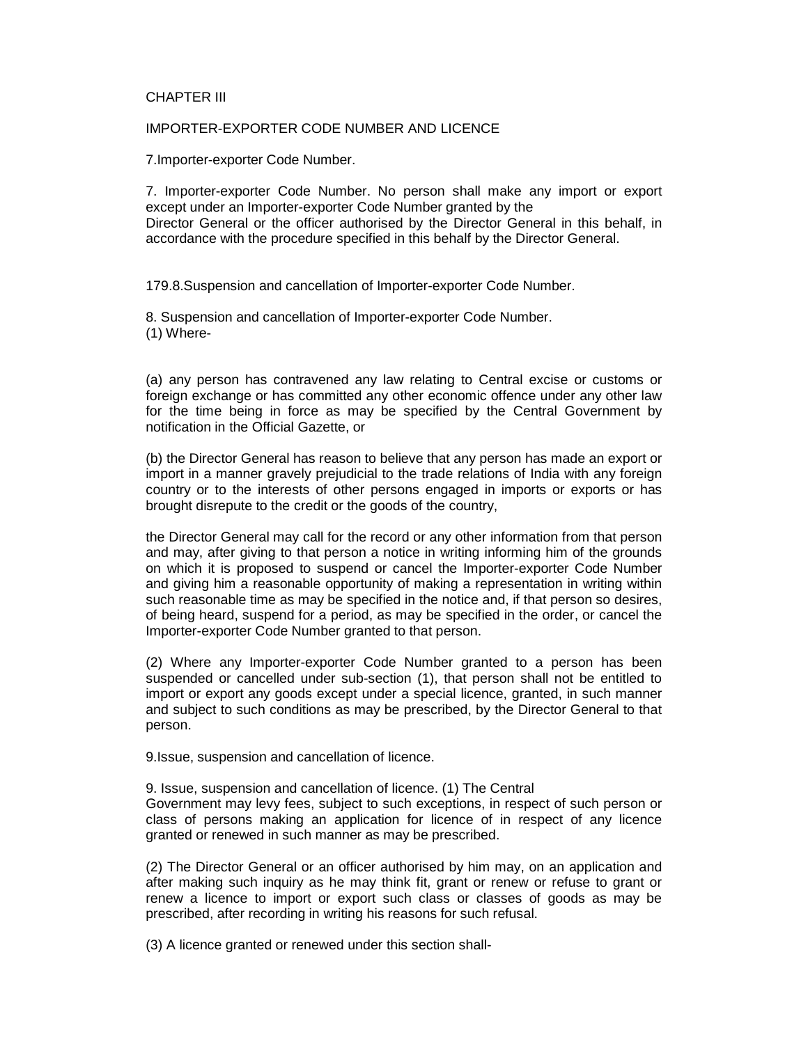CHAPTER III

IMPORTER-EXPORTER CODE NUMBER AND LICENCE

7.Importer-exporter Code Number.

7. Importer-exporter Code Number. No person shall make any import or export except under an Importer-exporter Code Number granted by the Director General or the officer authorised by the Director General in this behalf, in accordance with the procedure specified in this behalf by the Director General.

179.8.Suspension and cancellation of Importer-exporter Code Number.

8. Suspension and cancellation of Importer-exporter Code Number.
(1) Where-

(a) any person has contravened any law relating to Central excise or customs or foreign exchange or has committed any other economic offence under any other law for the time being in force as may be specified by the Central Government by notification in the Official Gazette, or

(b) the Director General has reason to believe that any person has made an export or import in a manner gravely prejudicial to the trade relations of India with any foreign country or to the interests of other persons engaged in imports or exports or has brought disrepute to the credit or the goods of the country,

the Director General may call for the record or any other information from that person and may, after giving to that person a notice in writing informing him of the grounds on which it is proposed to suspend or cancel the Importer-exporter Code Number and giving him a reasonable opportunity of making a representation in writing within such reasonable time as may be specified in the notice and, if that person so desires, of being heard, suspend for a period, as may be specified in the order, or cancel the Importer-exporter Code Number granted to that person.

(2) Where any Importer-exporter Code Number granted to a person has been suspended or cancelled under sub-section (1), that person shall not be entitled to import or export any goods except under a special licence, granted, in such manner and subject to such conditions as may be prescribed, by the Director General to that person.

9.Issue, suspension and cancellation of licence.

9. Issue, suspension and cancellation of licence. (1) The Central Government may levy fees, subject to such exceptions, in respect of such person or class of persons making an application for licence of in respect of any licence granted or renewed in such manner as may be prescribed.

(2) The Director General or an officer authorised by him may, on an application and after making such inquiry as he may think fit, grant or renew or refuse to grant or renew a licence to import or export such class or classes of goods as may be prescribed, after recording in writing his reasons for such refusal.

(3) A licence granted or renewed under this section shall-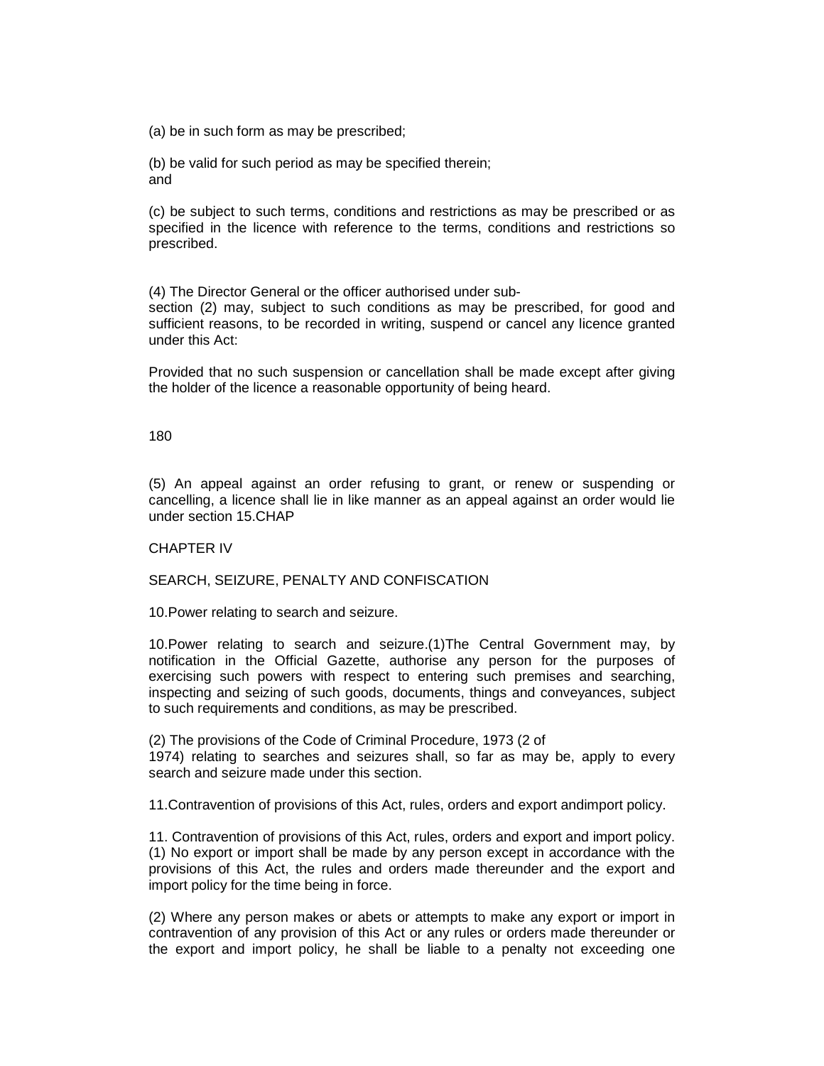(a) be in such form as may be prescribed;

(b) be valid for such period as may be specified therein;
and

(c) be subject to such terms, conditions and restrictions as may be prescribed or as specified in the licence with reference to the terms, conditions and restrictions so prescribed.

(4) The Director General or the officer authorised under sub-
section (2) may, subject to such conditions as may be prescribed, for good and sufficient reasons, to be recorded in writing, suspend or cancel any licence granted under this Act:

Provided that no such suspension or cancellation shall be made except after giving the holder of the licence a reasonable opportunity of being heard.

180

(5) An appeal against an order refusing to grant, or renew or suspending or cancelling, a licence shall lie in like manner as an appeal against an order would lie under section 15.CHAP

## CHAPTER IV

## SEARCH, SEIZURE, PENALTY AND CONFISCATION

10.Power relating to search and seizure.

10.Power relating to search and seizure.(1)The Central Government may, by notification in the Official Gazette, authorise any person for the purposes of exercising such powers with respect to entering such premises and searching, inspecting and seizing of such goods, documents, things and conveyances, subject to such requirements and conditions, as may be prescribed.

(2) The provisions of the Code of Criminal Procedure, 1973 (2 of
1974) relating to searches and seizures shall, so far as may be, apply to every search and seizure made under this section.

11.Contravention of provisions of this Act, rules, orders and export andimport policy.

11. Contravention of provisions of this Act, rules, orders and export and import policy. (1) No export or import shall be made by any person except in accordance with the provisions of this Act, the rules and orders made thereunder and the export and import policy for the time being in force.

(2) Where any person makes or abets or attempts to make any export or import in contravention of any provision of this Act or any rules or orders made thereunder or the export and import policy, he shall be liable to a penalty not exceeding one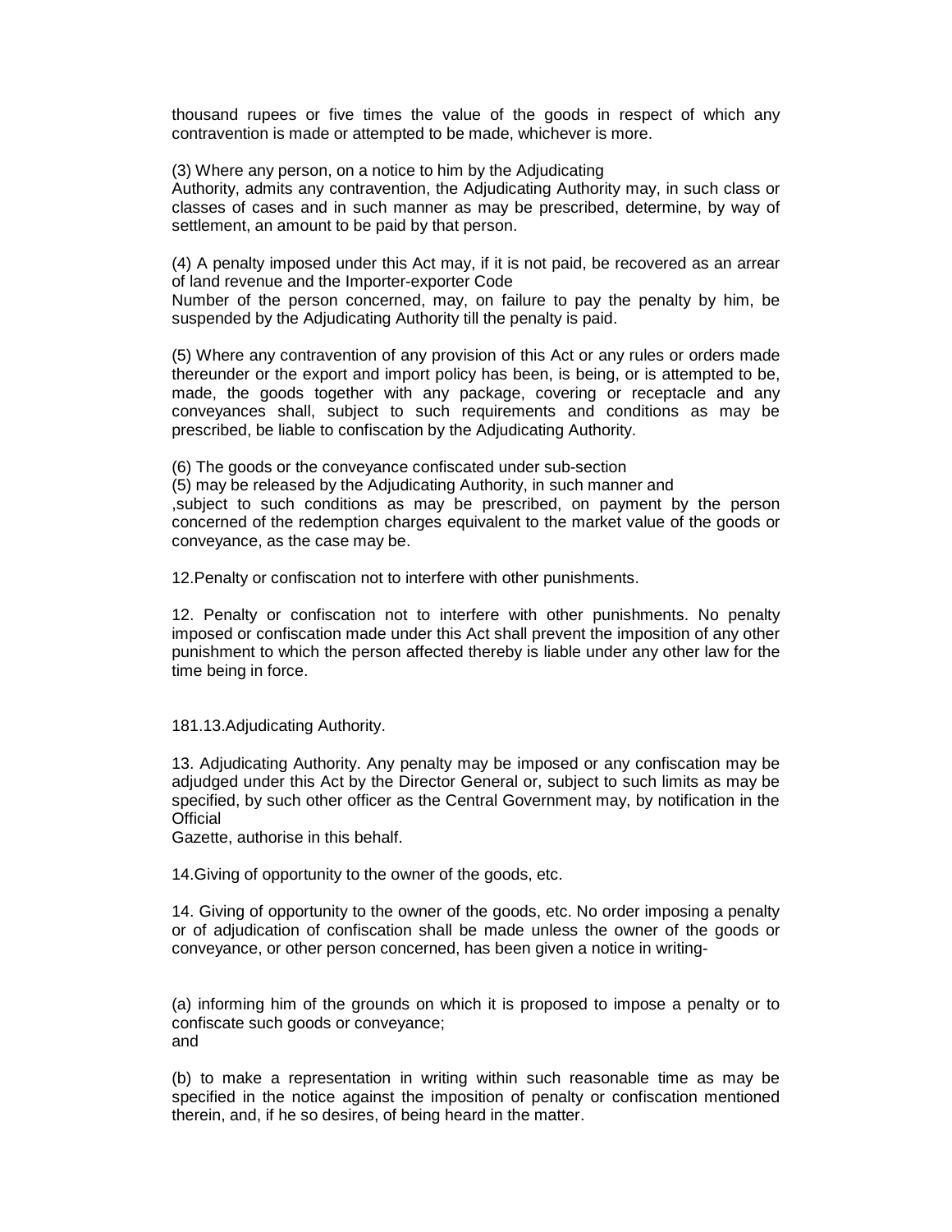thousand rupees or five times the value of the goods in respect of which any contravention is made or attempted to be made, whichever is more.

(3) Where any person, on a notice to him by the Adjudicating
Authority, admits any contravention, the Adjudicating Authority may, in such class or classes of cases and in such manner as may be prescribed, determine, by way of settlement, an amount to be paid by that person.

(4) A penalty imposed under this Act may, if it is not paid, be recovered as an arrear of land revenue and the Importer-exporter Code
Number of the person concerned, may, on failure to pay the penalty by him, be suspended by the Adjudicating Authority till the penalty is paid.

(5) Where any contravention of any provision of this Act or any rules or orders made thereunder or the export and import policy has been, is being, or is attempted to be, made, the goods together with any package, covering or receptacle and any conveyances shall, subject to such requirements and conditions as may be prescribed, be liable to confiscation by the Adjudicating Authority.

(6) The goods or the conveyance confiscated under sub-section
(5) may be released by the Adjudicating Authority, in such manner and
,subject to such conditions as may be prescribed, on payment by the person concerned of the redemption charges equivalent to the market value of the goods or conveyance, as the case may be.

12.Penalty or confiscation not to interfere with other punishments.

12. Penalty or confiscation not to interfere with other punishments. No penalty imposed or confiscation made under this Act shall prevent the imposition of any other punishment to which the person affected thereby is liable under any other law for the time being in force.

181.13.Adjudicating Authority.

13. Adjudicating Authority. Any penalty may be imposed or any confiscation may be adjudged under this Act by the Director General or, subject to such limits as may be specified, by such other officer as the Central Government may, by notification in the Official
Gazette, authorise in this behalf.

14.Giving of opportunity to the owner of the goods, etc.

14. Giving of opportunity to the owner of the goods, etc. No order imposing a penalty or of adjudication of confiscation shall be made unless the owner of the goods or conveyance, or other person concerned, has been given a notice in writing-

(a) informing him of the grounds on which it is proposed to impose a penalty or to confiscate such goods or conveyance;
and

(b) to make a representation in writing within such reasonable time as may be specified in the notice against the imposition of penalty or confiscation mentioned therein, and, if he so desires, of being heard in the matter.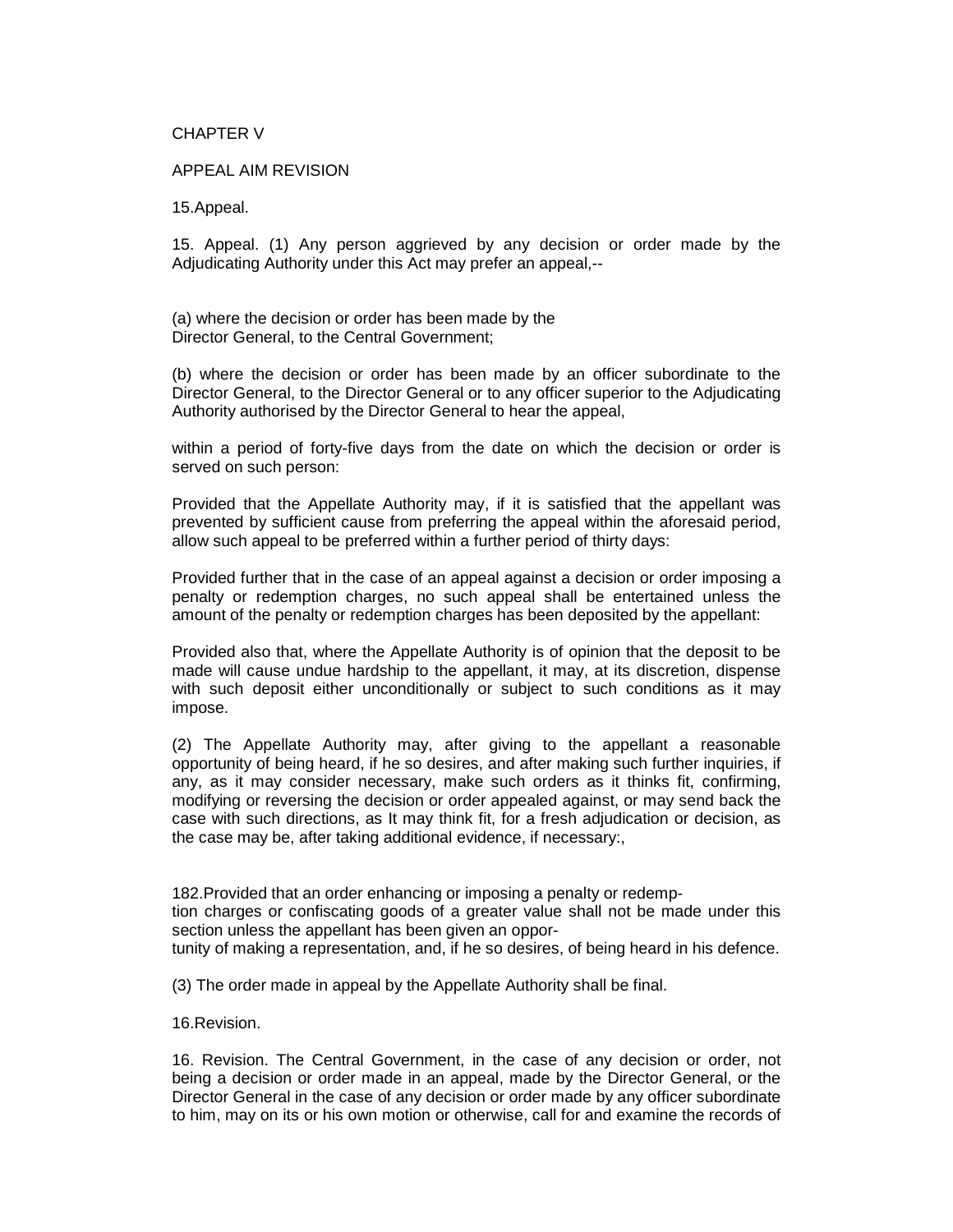CHAPTER V

APPEAL AIM REVISION

15.Appeal.

15. Appeal. (1) Any person aggrieved by any decision or order made by the Adjudicating Authority under this Act may prefer an appeal,--

(a) where the decision or order has been made by the Director General, to the Central Government;

(b) where the decision or order has been made by an officer subordinate to the Director General, to the Director General or to any officer superior to the Adjudicating Authority authorised by the Director General to hear the appeal,

within a period of forty-five days from the date on which the decision or order is served on such person:

Provided that the Appellate Authority may, if it is satisfied that the appellant was prevented by sufficient cause from preferring the appeal within the aforesaid period, allow such appeal to be preferred within a further period of thirty days:

Provided further that in the case of an appeal against a decision or order imposing a penalty or redemption charges, no such appeal shall be entertained unless the amount of the penalty or redemption charges has been deposited by the appellant:

Provided also that, where the Appellate Authority is of opinion that the deposit to be made will cause undue hardship to the appellant, it may, at its discretion, dispense with such deposit either unconditionally or subject to such conditions as it may impose.

(2) The Appellate Authority may, after giving to the appellant a reasonable opportunity of being heard, if he so desires, and after making such further inquiries, if any, as it may consider necessary, make such orders as it thinks fit, confirming, modifying or reversing the decision or order appealed against, or may send back the case with such directions, as It may think fit, for a fresh adjudication or decision, as the case may be, after taking additional evidence, if necessary:,

182.Provided that an order enhancing or imposing a penalty or redemp-
tion charges or confiscating goods of a greater value shall not be made under this section unless the appellant has been given an oppor-
tunity of making a representation, and, if he so desires, of being heard in his defence.

(3) The order made in appeal by the Appellate Authority shall be final.

16.Revision.

16. Revision. The Central Government, in the case of any decision or order, not being a decision or order made in an appeal, made by the Director General, or the Director General in the case of any decision or order made by any officer subordinate to him, may on its or his own motion or otherwise, call for and examine the records of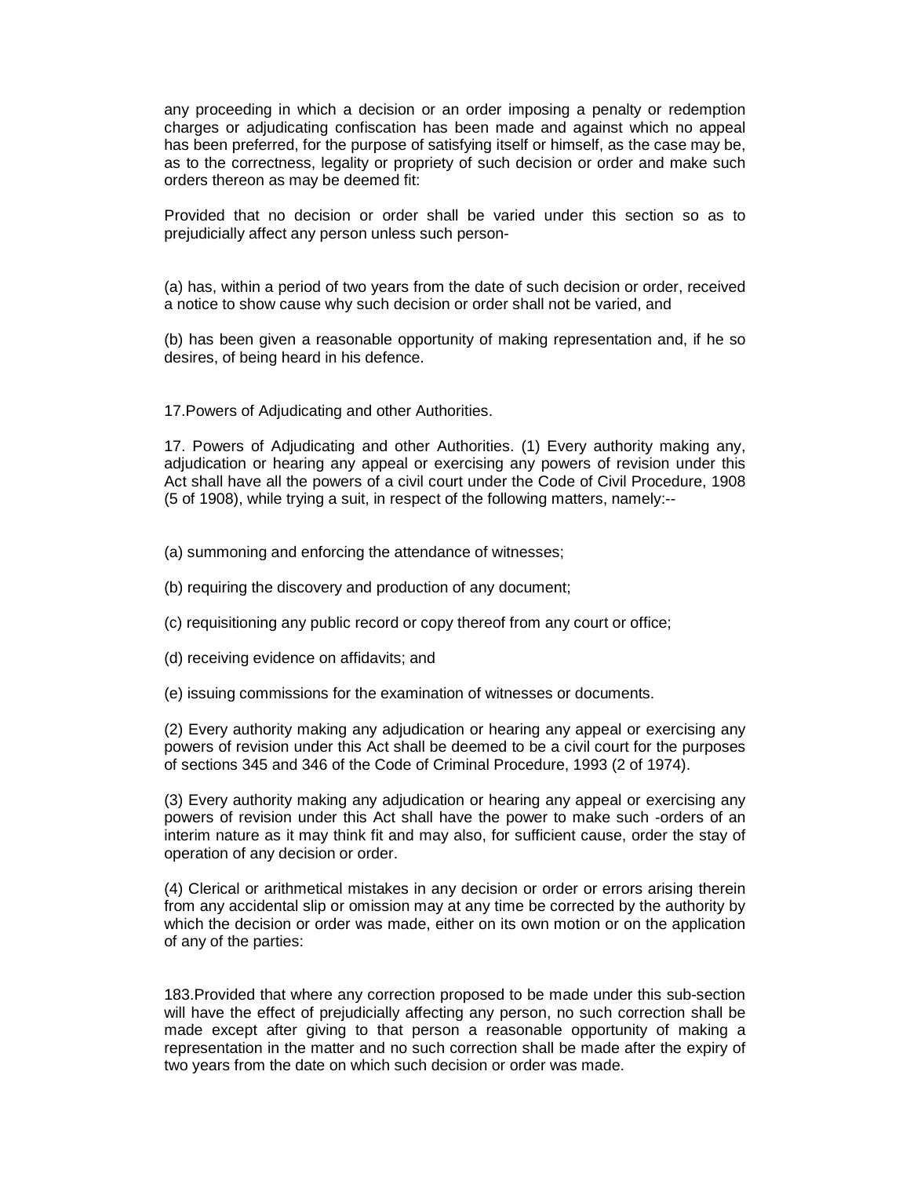any proceeding in which a decision or an order imposing a penalty or redemption charges or adjudicating confiscation has been made and against which no appeal has been preferred, for the purpose of satisfying itself or himself, as the case may be, as to the correctness, legality or propriety of such decision or order and make such orders thereon as may be deemed fit:

Provided that no decision or order shall be varied under this section so as to prejudicially affect any person unless such person-

(a) has, within a period of two years from the date of such decision or order, received a notice to show cause why such decision or order shall not be varied, and

(b) has been given a reasonable opportunity of making representation and, if he so desires, of being heard in his defence.

17.Powers of Adjudicating and other Authorities.

17. Powers of Adjudicating and other Authorities. (1) Every authority making any, adjudication or hearing any appeal or exercising any powers of revision under this Act shall have all the powers of a civil court under the Code of Civil Procedure, 1908 (5 of 1908), while trying a suit, in respect of the following matters, namely:--

(a) summoning and enforcing the attendance of witnesses;

(b) requiring the discovery and production of any document;

(c) requisitioning any public record or copy thereof from any court or office;

(d) receiving evidence on affidavits; and

(e) issuing commissions for the examination of witnesses or documents.

(2) Every authority making any adjudication or hearing any appeal or exercising any powers of revision under this Act shall be deemed to be a civil court for the purposes of sections 345 and 346 of the Code of Criminal Procedure, 1993 (2 of 1974).

(3) Every authority making any adjudication or hearing any appeal or exercising any powers of revision under this Act shall have the power to make such -orders of an interim nature as it may think fit and may also, for sufficient cause, order the stay of operation of any decision or order.

(4) Clerical or arithmetical mistakes in any decision or order or errors arising therein from any accidental slip or omission may at any time be corrected by the authority by which the decision or order was made, either on its own motion or on the application of any of the parties:

183.Provided that where any correction proposed to be made under this sub-section will have the effect of prejudicially affecting any person, no such correction shall be made except after giving to that person a reasonable opportunity of making a representation in the matter and no such correction shall be made after the expiry of two years from the date on which such decision or order was made.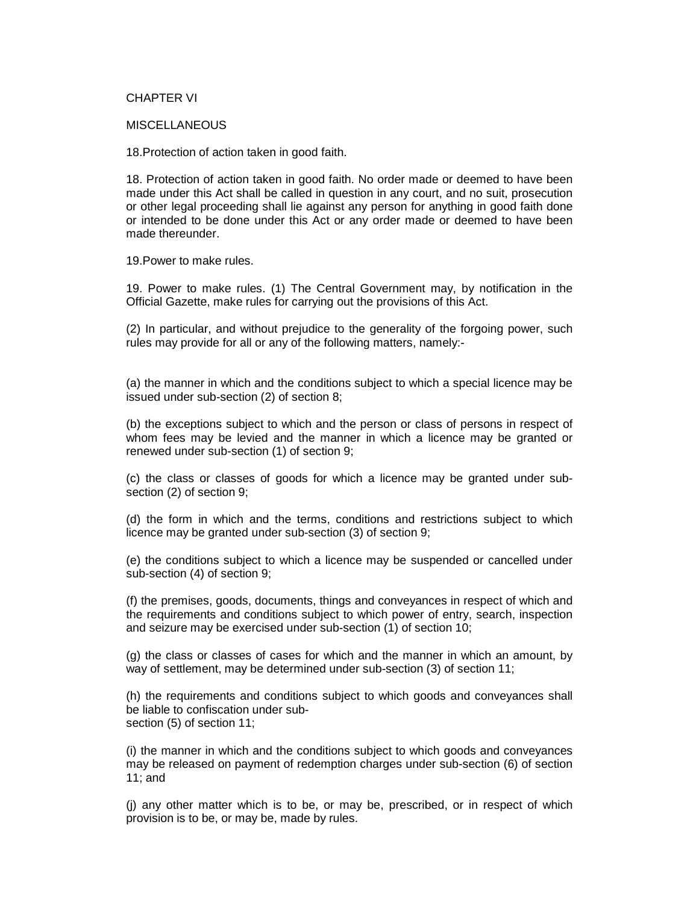# CHAPTER VI

## MISCELLANEOUS

18.Protection of action taken in good faith.

18. Protection of action taken in good faith. No order made or deemed to have been made under this Act shall be called in question in any court, and no suit, prosecution or other legal proceeding shall lie against any person for anything in good faith done or intended to be done under this Act or any order made or deemed to have been made thereunder.

19.Power to make rules.

19. Power to make rules. (1) The Central Government may, by notification in the Official Gazette, make rules for carrying out the provisions of this Act.

(2) In particular, and without prejudice to the generality of the forgoing power, such rules may provide for all or any of the following matters, namely:-

(a) the manner in which and the conditions subject to which a special licence may be issued under sub-section (2) of section 8;

(b) the exceptions subject to which and the person or class of persons in respect of whom fees may be levied and the manner in which a licence may be granted or renewed under sub-section (1) of section 9;

(c) the class or classes of goods for which a licence may be granted under sub-section (2) of section 9;

(d) the form in which and the terms, conditions and restrictions subject to which licence may be granted under sub-section (3) of section 9;

(e) the conditions subject to which a licence may be suspended or cancelled under sub-section (4) of section 9;

(f) the premises, goods, documents, things and conveyances in respect of which and the requirements and conditions subject to which power of entry, search, inspection and seizure may be exercised under sub-section (1) of section 10;

(g) the class or classes of cases for which and the manner in which an amount, by way of settlement, may be determined under sub-section (3) of section 11;

(h) the requirements and conditions subject to which goods and conveyances shall be liable to confiscation under sub-section (5) of section 11;

(i) the manner in which and the conditions subject to which goods and conveyances may be released on payment of redemption charges under sub-section (6) of section 11; and

(j) any other matter which is to be, or may be, prescribed, or in respect of which provision is to be, or may be, made by rules.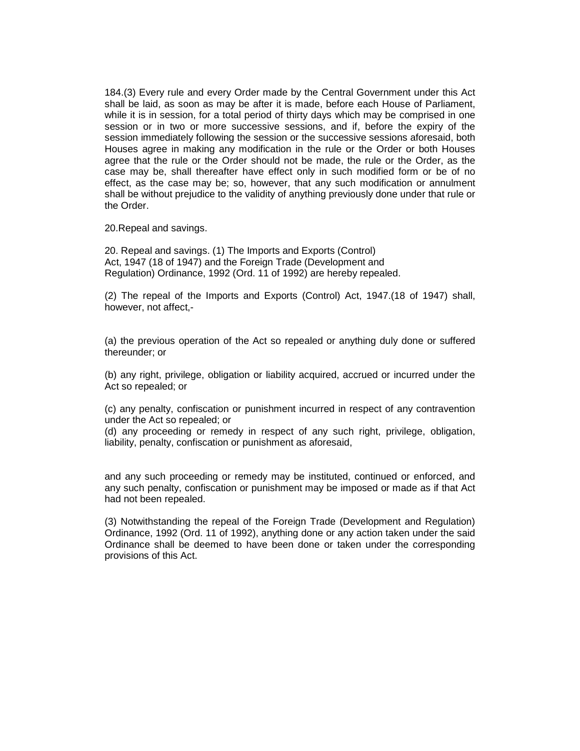184.(3) Every rule and every Order made by the Central Government under this Act shall be laid, as soon as may be after it is made, before each House of Parliament, while it is in session, for a total period of thirty days which may be comprised in one session or in two or more successive sessions, and if, before the expiry of the session immediately following the session or the successive sessions aforesaid, both Houses agree in making any modification in the rule or the Order or both Houses agree that the rule or the Order should not be made, the rule or the Order, as the case may be, shall thereafter have effect only in such modified form or be of no effect, as the case may be; so, however, that any such modification or annulment shall be without prejudice to the validity of anything previously done under that rule or the Order.

20.Repeal and savings.

20. Repeal and savings. (1) The Imports and Exports (Control) Act, 1947 (18 of 1947) and the Foreign Trade (Development and Regulation) Ordinance, 1992 (Ord. 11 of 1992) are hereby repealed.

(2) The repeal of the Imports and Exports (Control) Act, 1947.(18 of 1947) shall, however, not affect,-

(a) the previous operation of the Act so repealed or anything duly done or suffered thereunder; or

(b) any right, privilege, obligation or liability acquired, accrued or incurred under the Act so repealed; or

(c) any penalty, confiscation or punishment incurred in respect of any contravention under the Act so repealed; or

(d) any proceeding or remedy in respect of any such right, privilege, obligation, liability, penalty, confiscation or punishment as aforesaid,

and any such proceeding or remedy may be instituted, continued or enforced, and any such penalty, confiscation or punishment may be imposed or made as if that Act had not been repealed.

(3) Notwithstanding the repeal of the Foreign Trade (Development and Regulation) Ordinance, 1992 (Ord. 11 of 1992), anything done or any action taken under the said Ordinance shall be deemed to have been done or taken under the corresponding provisions of this Act.